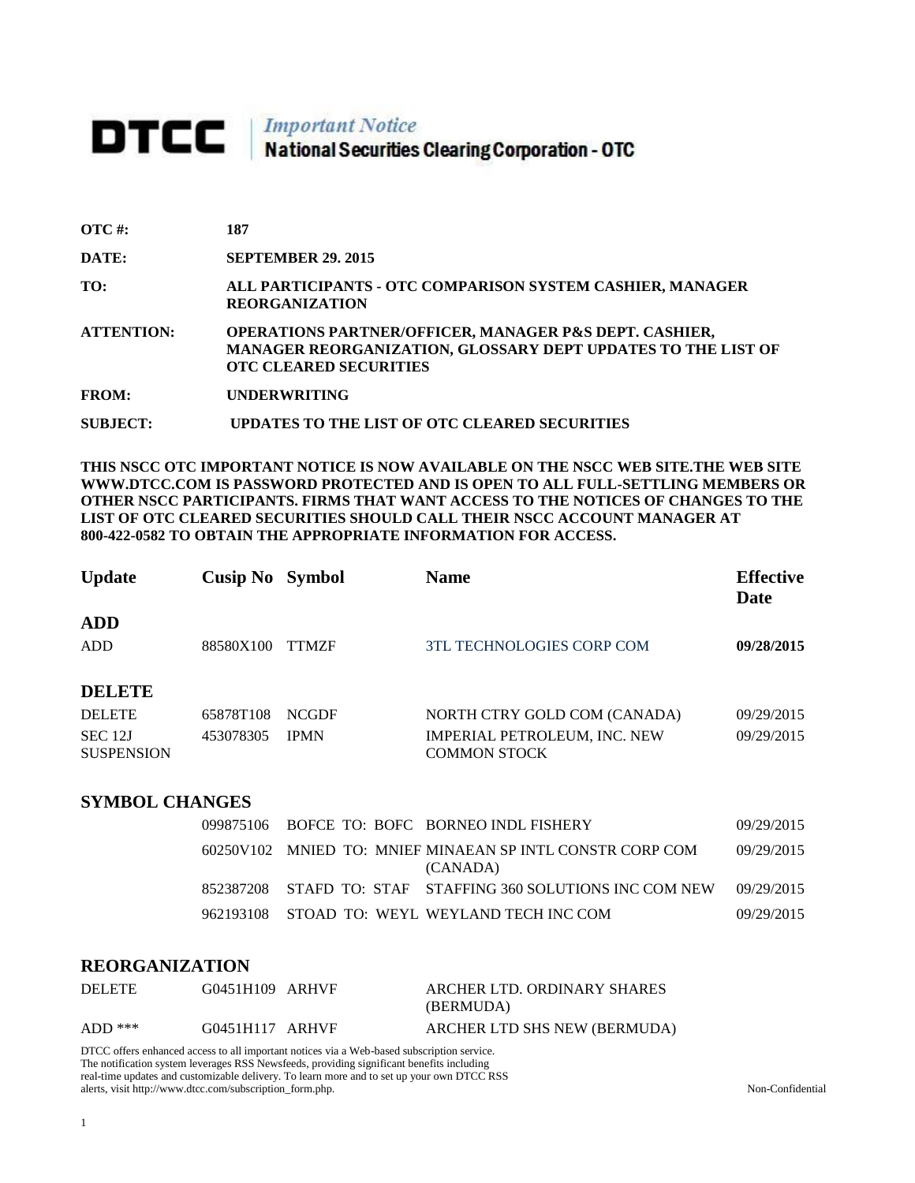# DTCC | *Important Notice* National Securities Clearing Corporation - OTC

| | |
|---|---|
| **OTC #:** | **187** |
| **DATE:** | **SEPTEMBER 29. 2015** |
| **TO:** | **ALL PARTICIPANTS - OTC COMPARISON SYSTEM CASHIER, MANAGER REORGANIZATION** |
| **ATTENTION:** | **OPERATIONS PARTNER/OFFICER, MANAGER P&S DEPT. CASHIER, MANAGER REORGANIZATION, GLOSSARY DEPT UPDATES TO THE LIST OF OTC CLEARED SECURITIES** |
| **FROM:** | **UNDERWRITING** |
| **SUBJECT:** | **UPDATES TO THE LIST OF OTC CLEARED SECURITIES** |

**THIS NSCC OTC IMPORTANT NOTICE IS NOW AVAILABLE ON THE NSCC WEB SITE.THE WEB SITE WWW.DTCC.COM IS PASSWORD PROTECTED AND IS OPEN TO ALL FULL-SETTLING MEMBERS OR OTHER NSCC PARTICIPANTS. FIRMS THAT WANT ACCESS TO THE NOTICES OF CHANGES TO THE LIST OF OTC CLEARED SECURITIES SHOULD CALL THEIR NSCC ACCOUNT MANAGER AT 800-422-0582 TO OBTAIN THE APPROPRIATE INFORMATION FOR ACCESS.**

| **Update** | **Cusip No** | **Symbol** | **Name** | **Effective Date** |
|---|---|---|---|---|
| **ADD** | | | | |
| ADD | 88580X100 | TTMZF | 3TL TECHNOLOGIES CORP COM | **09/28/2015** |
| **DELETE** | | | | |
| DELETE | 65878T108 | NCGDF | NORTH CTRY GOLD COM (CANADA) | 09/29/2015 |
| SEC 12J SUSPENSION | 453078305 | IPMN | IMPERIAL PETROLEUM, INC. NEW COMMON STOCK | 09/29/2015 |
| **SYMBOL CHANGES** | | | | |
| | 099875106 | BOFCE TO: BOFC | BORNEO INDL FISHERY | 09/29/2015 |
| | 60250V102 | MNIED TO: MNIEF | MINAEAN SP INTL CONSTR CORP COM (CANADA) | 09/29/2015 |
| | 852387208 | STAFD TO: STAF | STAFFING 360 SOLUTIONS INC COM NEW | 09/29/2015 |
| | 962193108 | STOAD TO: WEYL | WEYLAND TECH INC COM | 09/29/2015 |
| **REORGANIZATION** | | | | |
| DELETE | G0451H109 | ARHVF | ARCHER LTD. ORDINARY SHARES (BERMUDA) | |
| ADD *** | G0451H117 | ARHVF | ARCHER LTD SHS NEW (BERMUDA) | |

DTCC offers enhanced access to all important notices via a Web-based subscription service. The notification system leverages RSS Newsfeeds, providing significant benefits including real-time updates and customizable delivery. To learn more and to set up your own DTCC RSS alerts, visit http://www.dtcc.com/subscription_form.php.

Non-Confidential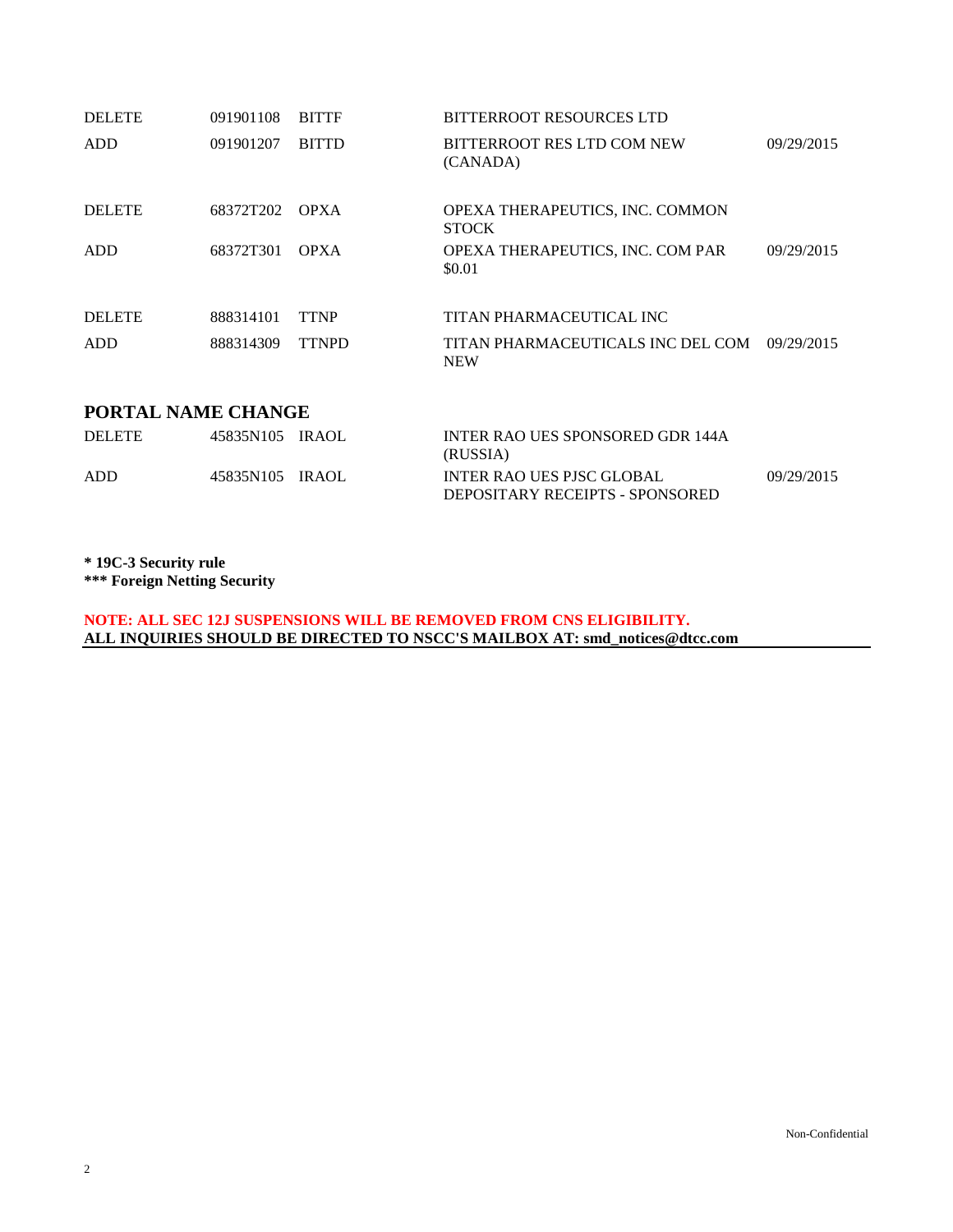| | | | | |
|---|---|---|---|---|
| DELETE | 091901108 | BITTF | BITTERROOT RESOURCES LTD | |
| ADD | 091901207 | BITTD | BITTERROOT RES LTD COM NEW (CANADA) | 09/29/2015 |
| DELETE | 68372T202 | OPXA | OPEXA THERAPEUTICS, INC. COMMON STOCK | |
| ADD | 68372T301 | OPXA | OPEXA THERAPEUTICS, INC. COM PAR $0.01 | 09/29/2015 |
| DELETE | 888314101 | TTNP | TITAN PHARMACEUTICAL INC | |
| ADD | 888314309 | TTNPD | TITAN PHARMACEUTICALS INC DEL COM NEW | 09/29/2015 |

## PORTAL NAME CHANGE

| | | | | |
|---|---|---|---|---|
| DELETE | 45835N105 | IRAOL | INTER RAO UES SPONSORED GDR 144A (RUSSIA) | |
| ADD | 45835N105 | IRAOL | INTER RAO UES PJSC GLOBAL DEPOSITARY RECEIPTS - SPONSORED | 09/29/2015 |

**\* 19C-3 Security rule**
**\*\*\* Foreign Netting Security**

**NOTE: ALL SEC 12J SUSPENSIONS WILL BE REMOVED FROM CNS ELIGIBILITY.**
**ALL INQUIRIES SHOULD BE DIRECTED TO NSCC'S MAILBOX AT: smd_notices@dtcc.com**

Non-Confidential